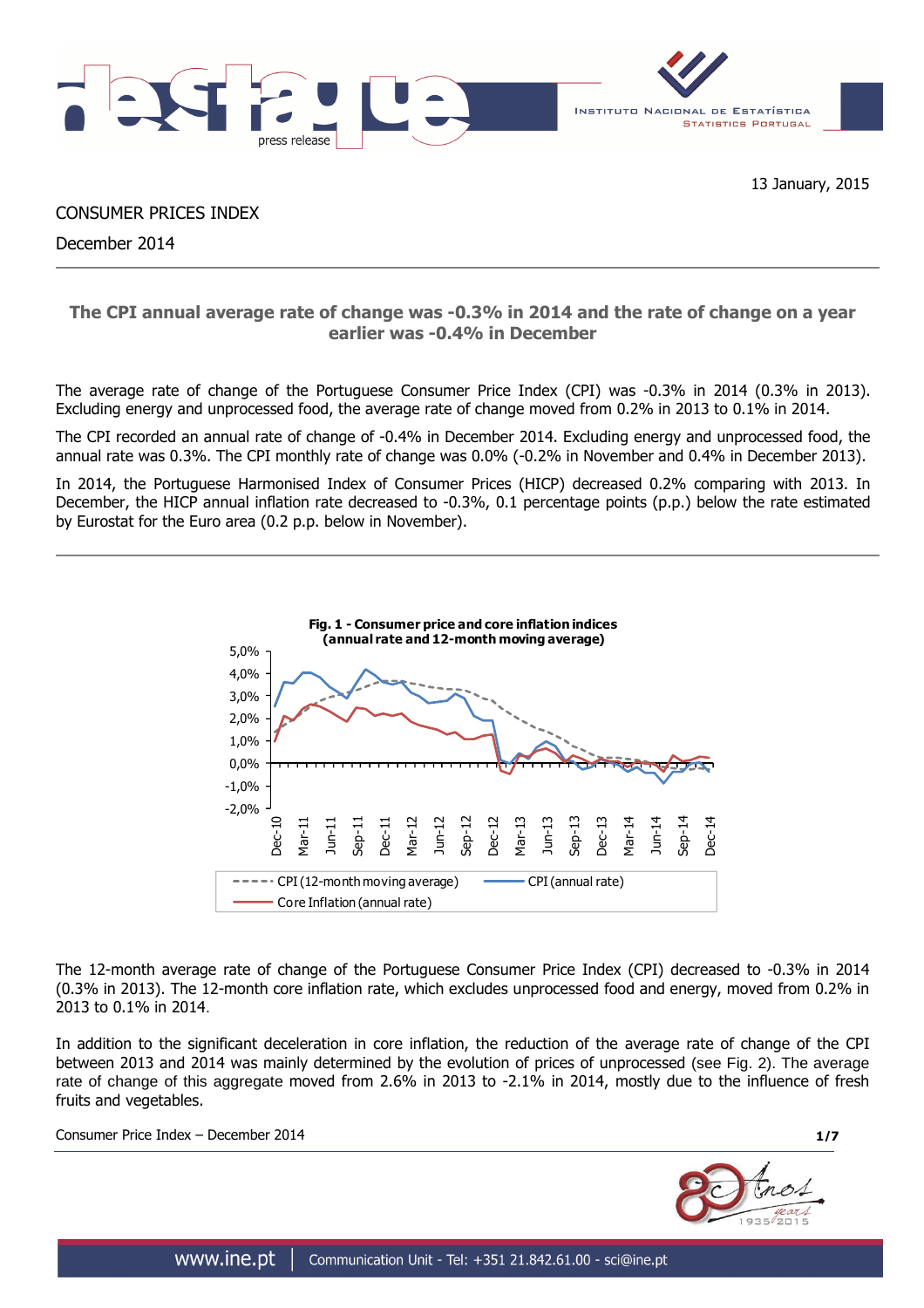13 January, 2015

CONSUMER PRICES INDEX

December 2014

## The CPI annual average rate of change was -0.3% in 2014 and the rate of change on a year earlier was -0.4% in December

The average rate of change of the Portuguese Consumer Price Index (CPI) was -0.3% in 2014 (0.3% in 2013). Excluding energy and unprocessed food, the average rate of change moved from 0.2% in 2013 to 0.1% in 2014.

The CPI recorded an annual rate of change of -0.4% in December 2014. Excluding energy and unprocessed food, the annual rate was 0.3%. The CPI monthly rate of change was 0.0% (-0.2% in November and 0.4% in December 2013).

In 2014, the Portuguese Harmonised Index of Consumer Prices (HICP) decreased 0.2% comparing with 2013. In December, the HICP annual inflation rate decreased to -0.3%, 0.1 percentage points (p.p.) below the rate estimated by Eurostat for the Euro area (0.2 p.p. below in November).

**Fig. 1 - Consumer price and core inflation indices (annual rate and 12-month moving average)**

The 12-month average rate of change of the Portuguese Consumer Price Index (CPI) decreased to -0.3% in 2014 (0.3% in 2013). The 12-month core inflation rate, which excludes unprocessed food and energy, moved from 0.2% in 2013 to 0.1% in 2014.

In addition to the significant deceleration in core inflation, the reduction of the average rate of change of the CPI between 2013 and 2014 was mainly determined by the evolution of prices of unprocessed (see Fig. 2). The average rate of change of this aggregate moved from 2.6% in 2013 to -2.1% in 2014, mostly due to the influence of fresh fruits and vegetables.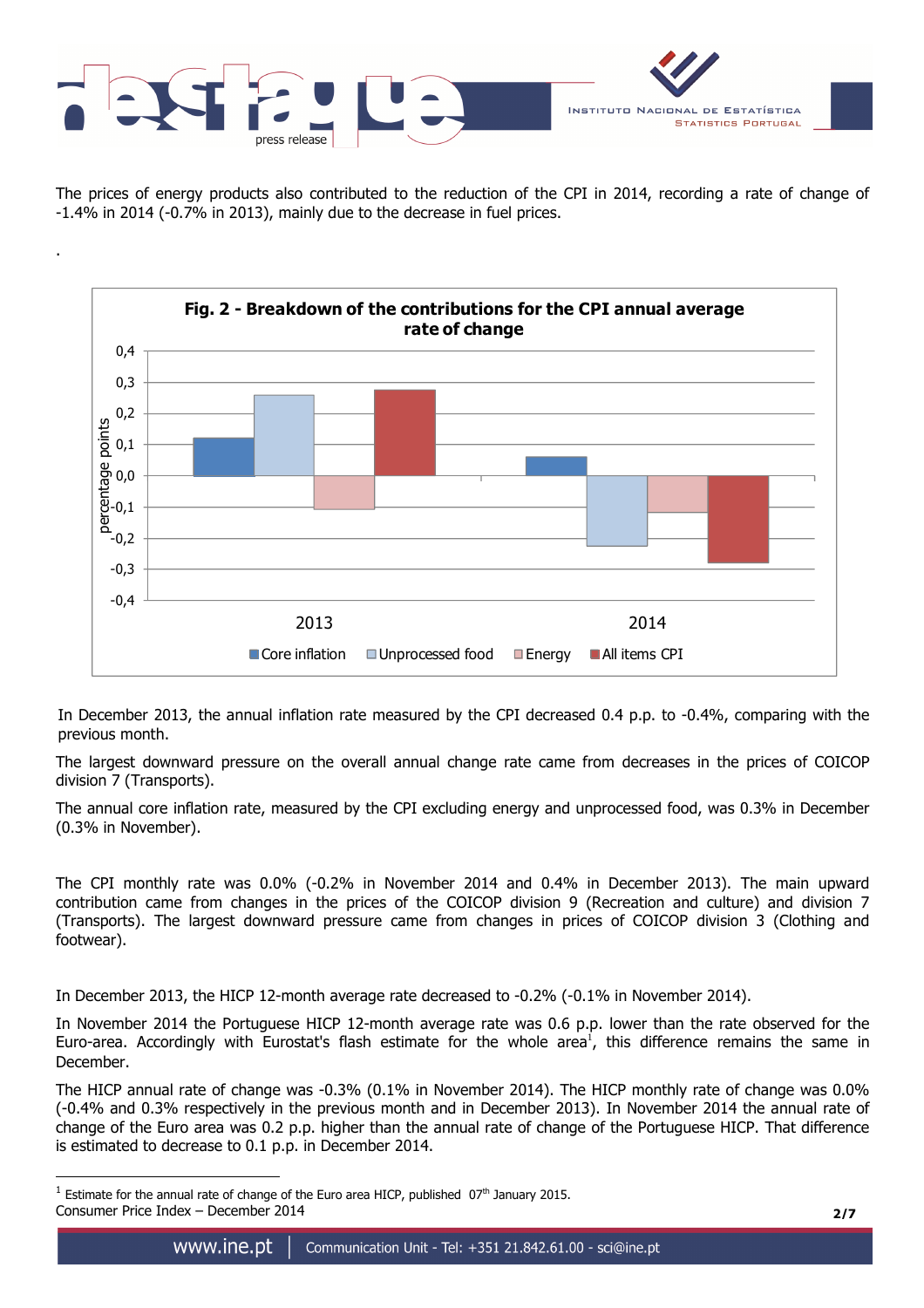The prices of energy products also contributed to the reduction of the CPI in 2014, recording a rate of change of -1.4% in 2014 (-0.7% in 2013), mainly due to the decrease in fuel prices.

.

**Fig. 2 - Breakdown of the contributions for the CPI annual average rate of change**

In December 2013, the annual inflation rate measured by the CPI decreased 0.4 p.p. to -0.4%, comparing with the previous month.

The largest downward pressure on the overall annual change rate came from decreases in the prices of COICOP division 7 (Transports).

The annual core inflation rate, measured by the CPI excluding energy and unprocessed food, was 0.3% in December (0.3% in November).

The CPI monthly rate was 0.0% (-0.2% in November 2014 and 0.4% in December 2013). The main upward contribution came from changes in the prices of the COICOP division 9 (Recreation and culture) and division 7 (Transports). The largest downward pressure came from changes in prices of COICOP division 3 (Clothing and footwear).

In December 2013, the HICP 12-month average rate decreased to -0.2% (-0.1% in November 2014).

In November 2014 the Portuguese HICP 12-month average rate was 0.6 p.p. lower than the rate observed for the Euro-area. Accordingly with Eurostat's flash estimate for the whole area[1], this difference remains the same in December.

The HICP annual rate of change was -0.3% (0.1% in November 2014). The HICP monthly rate of change was 0.0% (-0.4% and 0.3% respectively in the previous month and in December 2013). In November 2014 the annual rate of change of the Euro area was 0.2 p.p. higher than the annual rate of change of the Portuguese HICP. That difference is estimated to decrease to 0.1 p.p. in December 2014.

[1] Estimate for the annual rate of change of the Euro area HICP, published 07th January 2015.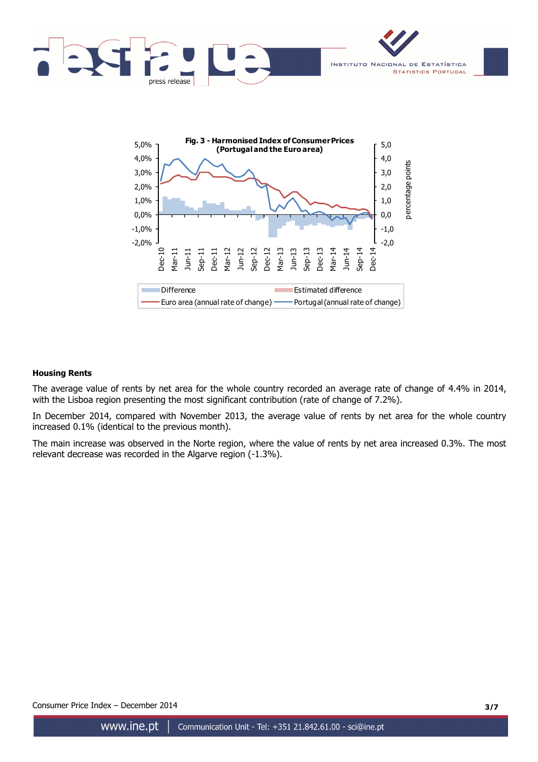**Fig. 3 - Harmonised Index of Consumer Prices (Portugal and the Euro area)**

**Housing Rents**

The average value of rents by net area for the whole country recorded an average rate of change of 4.4% in 2014, with the Lisboa region presenting the most significant contribution (rate of change of 7.2%).

In December 2014, compared with November 2013, the average value of rents by net area for the whole country increased 0.1% (identical to the previous month).

The main increase was observed in the Norte region, where the value of rents by net area increased 0.3%. The most relevant decrease was recorded in the Algarve region (-1.3%).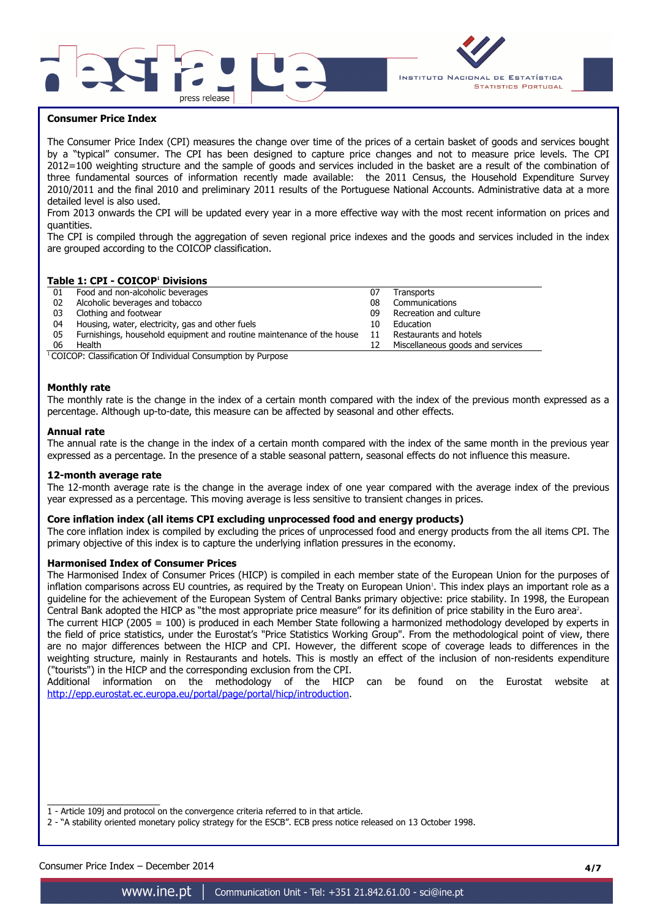## Consumer Price Index

The Consumer Price Index (CPI) measures the change over time of the prices of a certain basket of goods and services bought by a "typical" consumer. The CPI has been designed to capture price changes and not to measure price levels. The CPI 2012=100 weighting structure and the sample of goods and services included in the basket are a result of the combination of three fundamental sources of information recently made available: the 2011 Census, the Household Expenditure Survey 2010/2011 and the final 2010 and preliminary 2011 results of the Portuguese National Accounts. Administrative data at a more detailed level is also used.

From 2013 onwards the CPI will be updated every year in a more effective way with the most recent information on prices and quantities.

The CPI is compiled through the aggregation of seven regional price indexes and the goods and services included in the index are grouped according to the COICOP classification.

**Table 1: CPI - COICOP[1] Divisions**

| | | | |
|---|---|---|---|
| 01 | Food and non-alcoholic beverages | 07 | Transports |
| 02 | Alcoholic beverages and tobacco | 08 | Communications |
| 03 | Clothing and footwear | 09 | Recreation and culture |
| 04 | Housing, water, electricity, gas and other fuels | 10 | Education |
| 05 | Furnishings, household equipment and routine maintenance of the house | 11 | Restaurants and hotels |
| 06 | Health | 12 | Miscellaneous goods and services |

[1] COICOP: Classification Of Individual Consumption by Purpose

### Monthly rate

The monthly rate is the change in the index of a certain month compared with the index of the previous month expressed as a percentage. Although up-to-date, this measure can be affected by seasonal and other effects.

### Annual rate

The annual rate is the change in the index of a certain month compared with the index of the same month in the previous year expressed as a percentage. In the presence of a stable seasonal pattern, seasonal effects do not influence this measure.

### 12-month average rate

The 12-month average rate is the change in the average index of one year compared with the average index of the previous year expressed as a percentage. This moving average is less sensitive to transient changes in prices.

### Core inflation index (all items CPI excluding unprocessed food and energy products)

The core inflation index is compiled by excluding the prices of unprocessed food and energy products from the all items CPI. The primary objective of this index is to capture the underlying inflation pressures in the economy.

### Harmonised Index of Consumer Prices

The Harmonised Index of Consumer Prices (HICP) is compiled in each member state of the European Union for the purposes of inflation comparisons across EU countries, as required by the Treaty on European Union[1]. This index plays an important role as a guideline for the achievement of the European System of Central Banks primary objective: price stability. In 1998, the European Central Bank adopted the HICP as "the most appropriate price measure" for its definition of price stability in the Euro area[2].

The current HICP (2005 = 100) is produced in each Member State following a harmonized methodology developed by experts in the field of price statistics, under the Eurostat's "Price Statistics Working Group". From the methodological point of view, there are no major differences between the HICP and CPI. However, the different scope of coverage leads to differences in the weighting structure, mainly in Restaurants and hotels. This is mostly an effect of the inclusion of non-residents expenditure ("tourists") in the HICP and the corresponding exclusion from the CPI.

Additional information on the methodology of the HICP can be found on the Eurostat website at http://epp.eurostat.ec.europa.eu/portal/page/portal/hicp/introduction.

---

1 - Article 109j and protocol on the convergence criteria referred to in that article.

2 - "A stability oriented monetary policy strategy for the ESCB". ECB press notice released on 13 October 1998.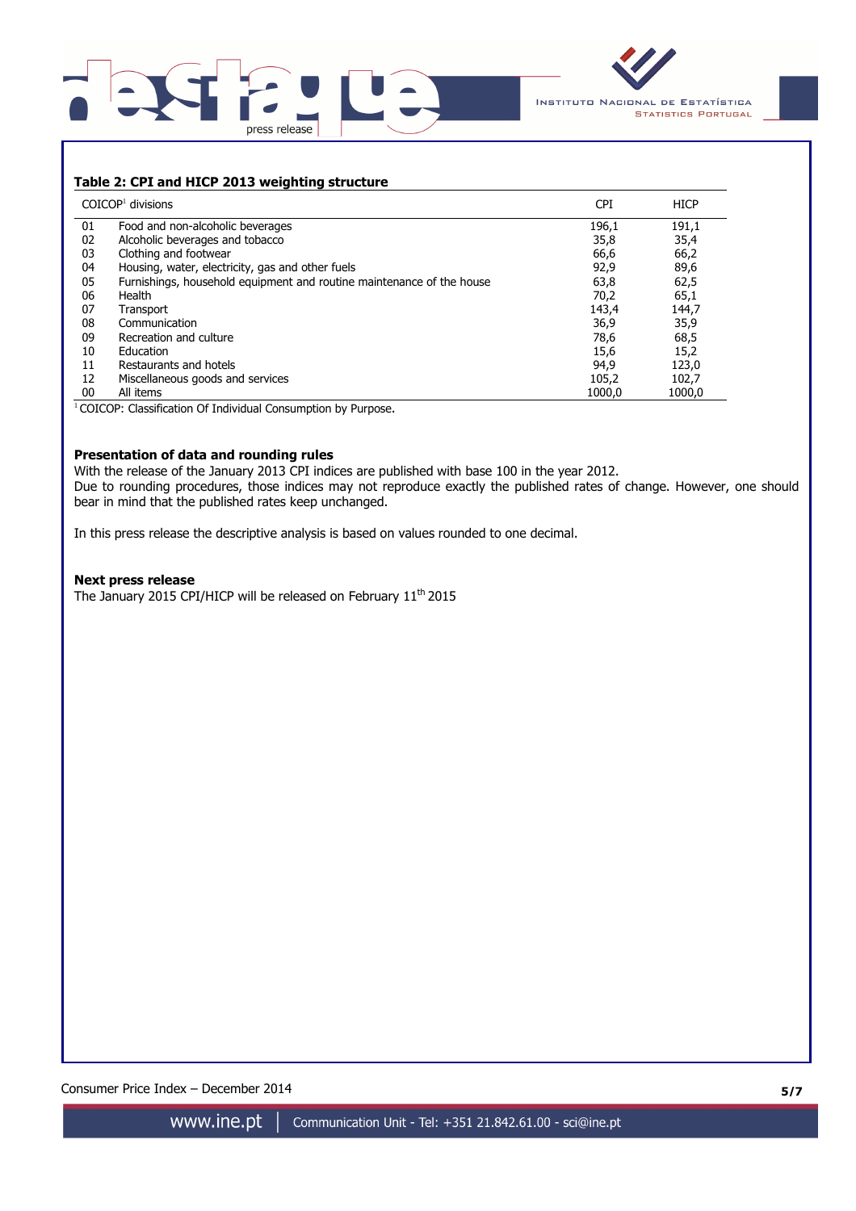**Table 2: CPI and HICP 2013 weighting structure**

| | COICOP[1] divisions | CPI | HICP |
|---|---|---|---|
| 01 | Food and non-alcoholic beverages | 196,1 | 191,1 |
| 02 | Alcoholic beverages and tobacco | 35,8 | 35,4 |
| 03 | Clothing and footwear | 66,6 | 66,2 |
| 04 | Housing, water, electricity, gas and other fuels | 92,9 | 89,6 |
| 05 | Furnishings, household equipment and routine maintenance of the house | 63,8 | 62,5 |
| 06 | Health | 70,2 | 65,1 |
| 07 | Transport | 143,4 | 144,7 |
| 08 | Communication | 36,9 | 35,9 |
| 09 | Recreation and culture | 78,6 | 68,5 |
| 10 | Education | 15,6 | 15,2 |
| 11 | Restaurants and hotels | 94,9 | 123,0 |
| 12 | Miscellaneous goods and services | 105,2 | 102,7 |
| 00 | All items | 1000,0 | 1000,0 |

[1] COICOP: Classification Of Individual Consumption by Purpose.

**Presentation of data and rounding rules**

With the release of the January 2013 CPI indices are published with base 100 in the year 2012.

Due to rounding procedures, those indices may not reproduce exactly the published rates of change. However, one should bear in mind that the published rates keep unchanged.

In this press release the descriptive analysis is based on values rounded to one decimal.

**Next press release**

The January 2015 CPI/HICP will be released on February 11th 2015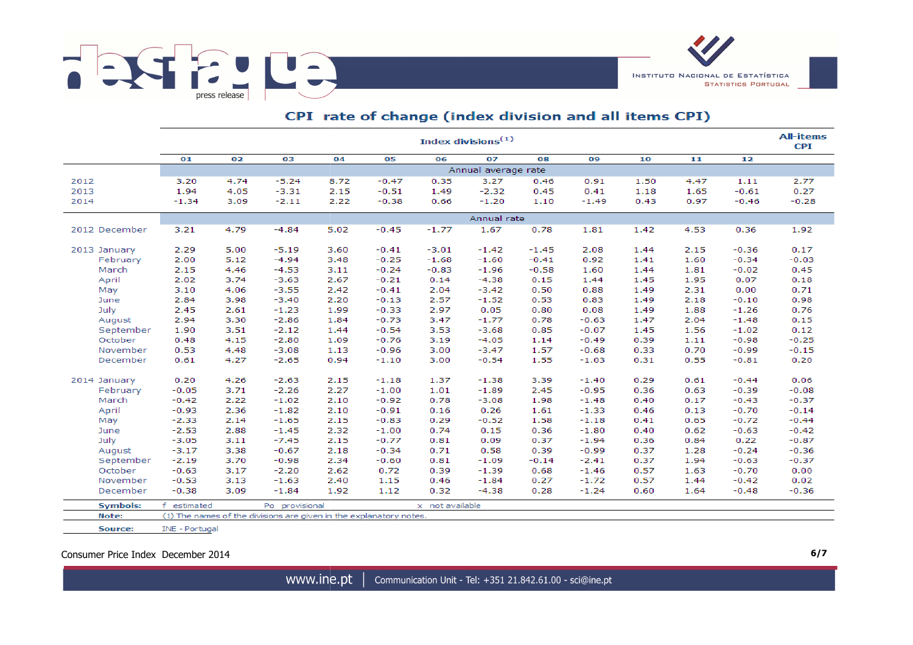## CPI rate of change (index division and all items CPI)

| | Index divisions(1) | | | | | | | | | | | | All-items CPI |
|---|---|---|---|---|---|---|---|---|---|---|---|---|---|
| | 01 | 02 | 03 | 04 | 05 | 06 | 07 | 08 | 09 | 10 | 11 | 12 | |
| | Annual average rate | | | | | | | | | | | | |
| 2012 | 3.20 | 4.74 | -5.24 | 8.72 | -0.47 | 0.35 | 3.27 | 0.46 | 0.91 | 1.50 | 4.47 | 1.11 | 2.77 |
| 2013 | 1.94 | 4.05 | -3.31 | 2.15 | -0.51 | 1.49 | -2.32 | 0.45 | 0.41 | 1.18 | 1.65 | -0.61 | 0.27 |
| 2014 | -1.34 | 3.09 | -2.11 | 2.22 | -0.38 | 0.66 | -1.20 | 1.10 | -1.49 | 0.43 | 0.97 | -0.46 | -0.28 |
| | Annual rate | | | | | | | | | | | | |
| 2012 December | 3.21 | 4.79 | -4.84 | 5.02 | -0.45 | -1.77 | 1.67 | 0.78 | 1.81 | 1.42 | 4.53 | 0.36 | 1.92 |
| 2013 January | 2.29 | 5.00 | -5.19 | 3.60 | -0.41 | -3.01 | -1.42 | -1.45 | 2.08 | 1.44 | 2.15 | -0.36 | 0.17 |
| February | 2.00 | 5.12 | -4.94 | 3.48 | -0.25 | -1.68 | -1.60 | -0.41 | 0.92 | 1.41 | 1.60 | -0.34 | -0.03 |
| March | 2.15 | 4.46 | -4.53 | 3.11 | -0.24 | -0.83 | -1.96 | -0.58 | 1.60 | 1.44 | 1.81 | -0.02 | 0.45 |
| April | 2.02 | 3.74 | -3.63 | 2.67 | -0.21 | 0.14 | -4.38 | 0.15 | 1.44 | 1.45 | 1.95 | 0.07 | 0.18 |
| May | 3.10 | 4.06 | -3.55 | 2.42 | -0.41 | 2.04 | -3.42 | 0.50 | 0.88 | 1.49 | 2.31 | 0.00 | 0.71 |
| June | 2.84 | 3.98 | -3.40 | 2.20 | -0.13 | 2.57 | -1.52 | 0.53 | 0.83 | 1.49 | 2.18 | -0.10 | 0.98 |
| July | 2.45 | 2.61 | -1.23 | 1.99 | -0.33 | 2.97 | 0.05 | 0.80 | 0.08 | 1.49 | 1.88 | -1.26 | 0.76 |
| August | 2.94 | 3.30 | -2.86 | 1.84 | -0.73 | 3.47 | -1.77 | 0.78 | -0.63 | 1.47 | 2.04 | -1.48 | 0.15 |
| September | 1.90 | 3.51 | -2.12 | 1.44 | -0.54 | 3.53 | -3.68 | 0.85 | -0.07 | 1.45 | 1.56 | -1.02 | 0.12 |
| October | 0.48 | 4.15 | -2.80 | 1.09 | -0.76 | 3.19 | -4.05 | 1.14 | -0.49 | 0.39 | 1.11 | -0.98 | -0.25 |
| November | 0.53 | 4.48 | -3.08 | 1.13 | -0.96 | 3.00 | -3.47 | 1.57 | -0.68 | 0.33 | 0.70 | -0.99 | -0.15 |
| December | 0.61 | 4.27 | -2.65 | 0.94 | -1.10 | 3.00 | -0.54 | 1.55 | -1.03 | 0.31 | 0.55 | -0.81 | 0.20 |
| 2014 January | 0.20 | 4.26 | -2.63 | 2.15 | -1.18 | 1.37 | -1.38 | 3.39 | -1.40 | 0.29 | 0.61 | -0.44 | 0.06 |
| February | -0.05 | 3.71 | -2.26 | 2.27 | -1.00 | 1.01 | -1.89 | 2.45 | -0.95 | 0.36 | 0.63 | -0.39 | -0.08 |
| March | -0.42 | 2.22 | -1.02 | 2.10 | -0.92 | 0.78 | -3.08 | 1.98 | -1.48 | 0.40 | 0.17 | -0.43 | -0.37 |
| April | -0.93 | 2.36 | -1.82 | 2.10 | -0.91 | 0.16 | 0.26 | 1.61 | -1.33 | 0.46 | 0.13 | -0.70 | -0.14 |
| May | -2.33 | 2.14 | -1.65 | 2.15 | -0.83 | 0.29 | -0.52 | 1.58 | -1.18 | 0.41 | 0.65 | -0.72 | -0.44 |
| June | -2.53 | 2.88 | -1.45 | 2.32 | -1.00 | 0.74 | 0.15 | 0.36 | -1.80 | 0.40 | 0.62 | -0.63 | -0.42 |
| July | -3.05 | 3.11 | -7.45 | 2.15 | -0.77 | 0.81 | 0.09 | 0.37 | -1.94 | 0.36 | 0.84 | 0.22 | -0.87 |
| August | -3.17 | 3.38 | -0.67 | 2.18 | -0.34 | 0.71 | 0.58 | 0.39 | -0.99 | 0.37 | 1.28 | -0.24 | -0.36 |
| September | -2.19 | 3.70 | -0.98 | 2.34 | -0.60 | 0.81 | -1.09 | -0.14 | -2.41 | 0.37 | 1.94 | -0.63 | -0.37 |
| October | -0.63 | 3.17 | -2.20 | 2.62 | 0.72 | 0.39 | -1.39 | 0.68 | -1.46 | 0.57 | 1.63 | -0.70 | 0.00 |
| November | -0.53 | 3.13 | -1.63 | 2.40 | 1.15 | 0.46 | -1.84 | 0.27 | -1.72 | 0.57 | 1.44 | -0.42 | 0.02 |
| December | -0.38 | 3.09 | -1.84 | 1.92 | 1.12 | 0.32 | -4.38 | 0.28 | -1.24 | 0.60 | 1.64 | -0.48 | -0.36 |

**Symbols:** f estimated Po provisional x not available

**Note:** (1) The names of the divisions are given in the explanatory notes.

**Source:** INE - Portugal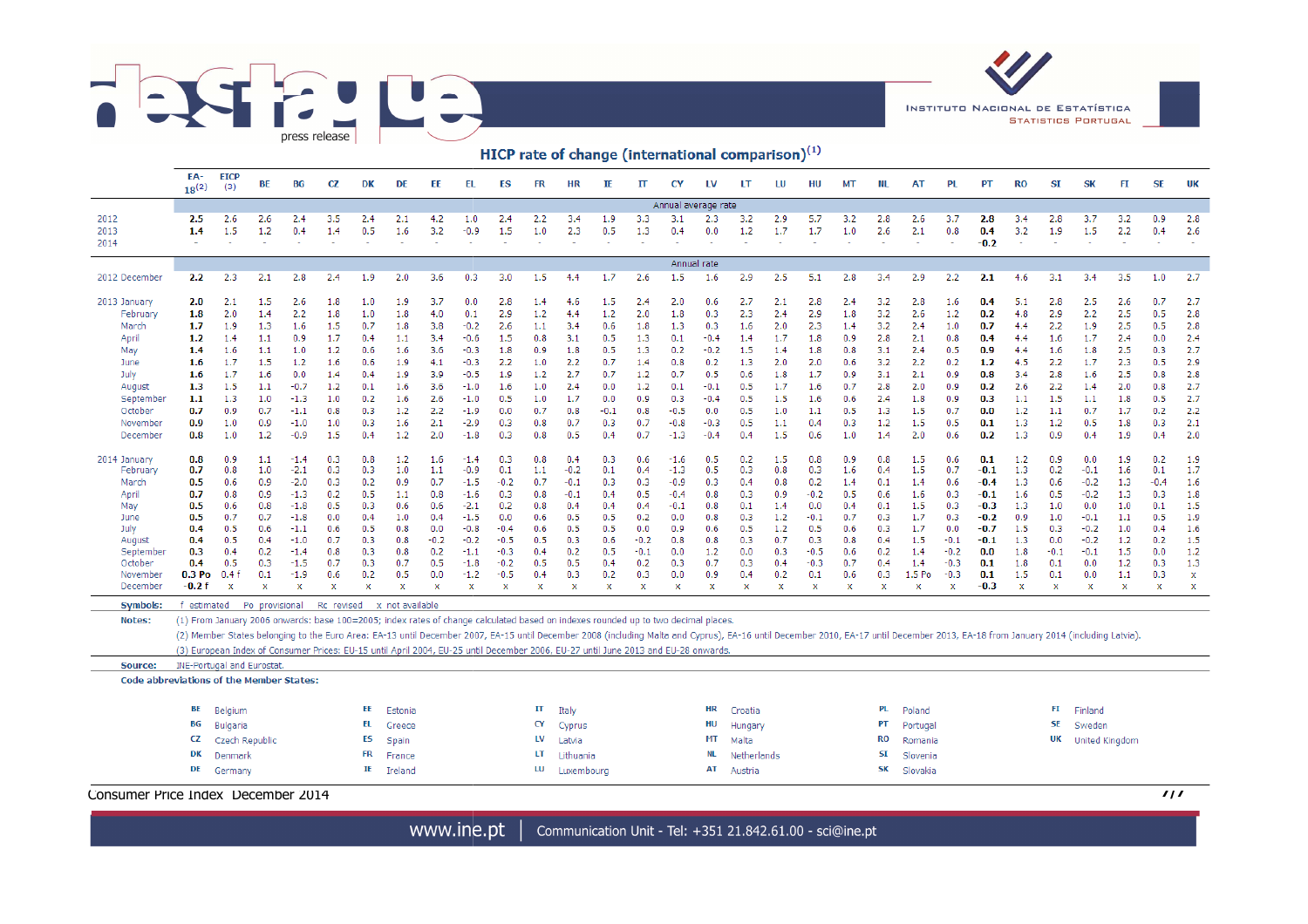## HICP rate of change (international comparison)[1]

| | EA-18[2] | EICP (3) | BE | BG | CZ | DK | DE | EE | EL | ES | FR | HR | IE | IT | CY | LV | LT | LU | HU | MT | NL | AT | PL | PT | RO | SI | SK | FI | SE | UK |
|---|---|---|---|---|---|---|---|---|---|---|---|---|---|---|---|---|---|---|---|---|---|---|---|---|---|---|---|---|---|---|
| | Annual average rate | | | | | | | | | | | | | | | | | | | | | | | | | | | | | |
| 2012 | **2.5** | 2.6 | 2.6 | 2.4 | 3.5 | 2.4 | 2.1 | 4.2 | 1.0 | 2.4 | 2.2 | 3.4 | 1.9 | 3.3 | 3.1 | 2.3 | 3.2 | 2.9 | 5.7 | 3.2 | 2.8 | 2.6 | 3.7 | **2.8** | 3.4 | 2.8 | 3.7 | 3.2 | 0.9 | 2.8 |
| 2013 | **1.4** | 1.5 | 1.2 | 0.4 | 1.4 | 0.5 | 1.6 | 3.2 | -0.9 | 1.5 | 1.0 | 2.3 | 0.5 | 1.3 | 0.4 | 0.0 | 1.2 | 1.7 | 1.7 | 1.0 | 2.6 | 2.1 | 0.8 | **0.4** | 3.2 | 1.9 | 1.5 | 2.2 | 0.4 | 2.6 |
| 2014 | - | - | - | - | - | - | - | - | - | - | - | - | - | - | - | - | - | - | - | - | - | - | - | **-0.2** | - | - | - | - | - | - |
| | Annual rate | | | | | | | | | | | | | | | | | | | | | | | | | | | | | |
| 2012 December | **2.2** | 2.3 | 2.1 | 2.8 | 2.4 | 1.9 | 2.0 | 3.6 | 0.3 | 3.0 | 1.5 | 4.4 | 1.7 | 2.6 | 1.5 | 1.6 | 2.9 | 2.5 | 5.1 | 2.8 | 3.4 | 2.9 | 2.2 | **2.1** | 4.6 | 3.1 | 3.4 | 3.5 | 1.0 | 2.7 |
| 2013 January | **2.0** | 2.1 | 1.5 | 2.6 | 1.8 | 1.0 | 1.9 | 3.7 | 0.0 | 2.8 | 1.4 | 4.6 | 1.5 | 2.4 | 2.0 | 0.6 | 2.7 | 2.1 | 2.8 | 2.4 | 3.2 | 2.8 | 1.6 | **0.4** | 5.1 | 2.8 | 2.5 | 2.6 | 0.7 | 2.7 |
| February | **1.8** | 2.0 | 1.4 | 2.2 | 1.8 | 1.0 | 1.8 | 4.0 | 0.1 | 2.9 | 1.2 | 4.4 | 1.2 | 2.0 | 1.8 | 0.3 | 2.3 | 2.4 | 2.9 | 1.8 | 3.2 | 2.6 | 1.2 | **0.2** | 4.8 | 2.9 | 2.2 | 2.5 | 0.5 | 2.8 |
| March | **1.7** | 1.9 | 1.3 | 1.6 | 1.5 | 0.7 | 1.8 | 3.8 | -0.2 | 2.6 | 1.1 | 3.4 | 0.6 | 1.8 | 1.3 | 0.3 | 1.6 | 2.0 | 2.3 | 1.4 | 3.2 | 2.4 | 1.0 | **0.7** | 4.4 | 2.2 | 1.9 | 2.5 | 0.5 | 2.8 |
| April | **1.2** | 1.4 | 1.1 | 0.9 | 1.7 | 0.4 | 1.1 | 3.4 | -0.6 | 1.5 | 0.8 | 3.1 | 0.5 | 1.3 | 0.1 | -0.4 | 1.4 | 1.7 | 1.8 | 0.9 | 2.8 | 2.1 | 0.8 | **0.4** | 4.4 | 1.6 | 1.7 | 2.4 | 0.0 | 2.4 |
| May | **1.4** | 1.6 | 1.1 | 1.0 | 1.2 | 0.6 | 1.6 | 3.6 | -0.3 | 1.8 | 0.9 | 1.8 | 0.5 | 1.3 | 0.2 | -0.2 | 1.5 | 1.4 | 1.8 | 0.8 | 3.1 | 2.4 | 0.5 | **0.9** | 4.4 | 1.6 | 1.8 | 2.5 | 0.3 | 2.7 |
| June | **1.6** | 1.7 | 1.5 | 1.2 | 1.6 | 0.6 | 1.9 | 4.1 | -0.3 | 2.2 | 1.0 | 2.2 | 0.7 | 1.4 | 0.8 | 0.2 | 1.3 | 2.0 | 2.0 | 0.6 | 3.2 | 2.2 | 0.2 | **1.2** | 4.5 | 2.2 | 1.7 | 2.3 | 0.5 | 2.9 |
| July | **1.6** | 1.7 | 1.6 | 0.0 | 1.4 | 0.4 | 1.9 | 3.9 | -0.5 | 1.9 | 1.2 | 2.7 | 0.7 | 1.2 | 0.7 | 0.5 | 0.6 | 1.8 | 1.7 | 0.9 | 3.1 | 2.1 | 0.9 | **0.8** | 3.4 | 2.8 | 1.6 | 2.5 | 0.8 | 2.8 |
| August | **1.3** | 1.5 | 1.1 | -0.7 | 1.2 | 0.1 | 1.6 | 3.6 | -1.0 | 1.6 | 1.0 | 2.4 | 0.0 | 1.2 | 0.1 | -0.1 | 0.5 | 1.7 | 1.6 | 0.7 | 2.8 | 2.0 | 0.9 | **0.2** | 2.6 | 2.2 | 1.4 | 2.0 | 0.8 | 2.7 |
| September | **1.1** | 1.3 | 1.0 | -1.3 | 1.0 | 0.2 | 1.6 | 2.6 | -1.0 | 0.5 | 1.0 | 1.7 | 0.0 | 0.9 | 0.3 | -0.4 | 0.5 | 1.5 | 1.6 | 0.6 | 2.4 | 1.8 | 0.9 | **0.3** | 1.1 | 1.5 | 1.1 | 1.8 | 0.5 | 2.7 |
| October | **0.7** | 0.9 | 0.7 | -1.1 | 0.8 | 0.3 | 1.2 | 2.2 | -1.9 | 0.0 | 0.7 | 0.8 | -0.1 | 0.8 | -0.5 | 0.0 | 0.5 | 1.0 | 1.1 | 0.5 | 1.3 | 1.5 | 0.7 | **0.0** | 1.2 | 1.1 | 0.7 | 1.7 | 0.2 | 2.2 |
| November | **0.9** | 1.0 | 0.9 | -1.0 | 1.0 | 0.3 | 1.6 | 2.1 | -2.9 | 0.3 | 0.8 | 0.7 | 0.3 | 0.7 | -0.8 | -0.3 | 0.5 | 1.1 | 0.4 | 0.3 | 1.2 | 1.5 | 0.5 | **0.1** | 1.3 | 1.2 | 0.5 | 1.8 | 0.3 | 2.1 |
| December | **0.8** | 1.0 | 1.2 | -0.9 | 1.5 | 0.4 | 1.2 | 2.0 | -1.8 | 0.3 | 0.8 | 0.5 | 0.4 | 0.7 | -1.3 | -0.4 | 0.4 | 1.5 | 0.6 | 1.0 | 1.4 | 2.0 | 0.6 | **0.2** | 1.3 | 0.9 | 0.4 | 1.9 | 0.4 | 2.0 |
| 2014 January | **0.8** | 0.9 | 1.1 | -1.4 | 0.3 | 0.8 | 1.2 | 1.6 | -1.4 | 0.3 | 0.8 | 0.4 | 0.3 | 0.6 | -1.6 | 0.5 | 0.2 | 1.5 | 0.8 | 0.9 | 0.8 | 1.5 | 0.6 | **0.1** | 1.2 | 0.9 | 0.0 | 1.9 | 0.2 | 1.9 |
| February | **0.7** | 0.8 | 1.0 | -2.1 | 0.3 | 0.3 | 1.0 | 1.1 | -0.9 | 0.1 | 1.1 | -0.2 | 0.1 | 0.4 | -1.3 | 0.5 | 0.3 | 0.8 | 0.3 | 1.6 | 0.4 | 1.5 | 0.7 | **-0.1** | 1.3 | 0.2 | -0.1 | 1.6 | 0.1 | 1.7 |
| March | **0.5** | 0.6 | 0.9 | -2.0 | 0.3 | 0.2 | 0.9 | 0.7 | -1.5 | -0.2 | 0.7 | -0.1 | 0.3 | 0.3 | -0.9 | 0.3 | 0.4 | 0.8 | 0.2 | 1.4 | 0.1 | 1.4 | 0.6 | **-0.4** | 1.3 | 0.6 | -0.2 | 1.3 | -0.4 | 1.6 |
| April | **0.7** | 0.8 | 0.9 | -1.3 | 0.2 | 0.5 | 1.1 | 0.8 | -1.6 | 0.3 | 0.8 | -0.1 | 0.4 | 0.5 | -0.4 | 0.8 | 0.3 | 0.9 | -0.2 | 0.5 | 0.6 | 1.6 | 0.3 | **-0.1** | 1.6 | 0.5 | -0.2 | 1.3 | 0.3 | 1.8 |
| May | **0.5** | 0.6 | 0.8 | -1.8 | 0.5 | 0.3 | 0.6 | 0.6 | -2.1 | 0.2 | 0.8 | 0.4 | 0.4 | 0.4 | -0.1 | 0.8 | 0.1 | 1.4 | 0.0 | 0.4 | 0.1 | 1.5 | 0.3 | **-0.3** | 1.3 | 1.0 | 0.0 | 1.0 | 0.1 | 1.5 |
| June | **0.5** | 0.7 | 0.7 | -1.8 | 0.0 | 0.4 | 1.0 | 0.4 | -1.5 | 0.0 | 0.6 | 0.5 | 0.5 | 0.2 | 0.0 | 0.8 | 0.3 | 1.2 | -0.1 | 0.7 | 0.3 | 1.7 | 0.3 | **-0.2** | 0.9 | 1.0 | -0.1 | 1.1 | 0.5 | 1.9 |
| July | **0.4** | 0.5 | 0.6 | -1.1 | 0.6 | 0.5 | 0.8 | 0.0 | -0.8 | -0.4 | 0.6 | 0.5 | 0.5 | 0.0 | 0.9 | 0.6 | 0.5 | 1.2 | 0.5 | 0.6 | 0.3 | 1.7 | 0.0 | **-0.7** | 1.5 | 0.3 | -0.2 | 1.0 | 0.4 | 1.6 |
| August | **0.4** | 0.5 | 0.4 | -1.0 | 0.7 | 0.3 | 0.8 | -0.2 | -0.2 | -0.5 | 0.5 | 0.3 | 0.6 | -0.2 | 0.8 | 0.8 | 0.3 | 0.7 | 0.3 | 0.8 | 0.4 | 1.5 | -0.1 | **-0.1** | 1.3 | 0.0 | -0.2 | 1.2 | 0.2 | 1.5 |
| September | **0.3** | 0.4 | 0.2 | -1.4 | 0.8 | 0.3 | 0.8 | 0.2 | -1.1 | -0.3 | 0.4 | 0.2 | 0.5 | -0.1 | 0.0 | 1.2 | 0.0 | 0.3 | -0.5 | 0.6 | 0.2 | 1.4 | -0.2 | **0.0** | 1.8 | -0.1 | -0.1 | 1.5 | 0.0 | 1.2 |
| October | **0.4** | 0.5 | 0.3 | -1.5 | 0.7 | 0.3 | 0.7 | 0.5 | -1.8 | -0.2 | 0.5 | 0.5 | 0.4 | 0.2 | 0.3 | 0.7 | 0.3 | 0.4 | -0.3 | 0.4 | 0.4 | 1.4 | -0.3 | **0.1** | 1.8 | 0.1 | 0.0 | 1.2 | 0.3 | 1.3 |
| November | **0.3 Po** | 0.4 f | 0.1 | -1.9 | 0.6 | 0.2 | 0.5 | 0.0 | -1.2 | -0.5 | 0.4 | 0.3 | 0.2 | 0.3 | 0.0 | 0.9 | 0.4 | 0.2 | 0.1 | 0.6 | 0.3 | 1.5 Po | -0.3 | **0.1** | 1.5 | 0.1 | 0.0 | 1.1 | 0.3 | x |
| December | **-0.2 f** | x | x | x | x | x | x | x | x | x | x | x | x | x | x | x | x | x | x | x | x | x | x | **-0.3** | x | x | x | x | x | x |

**Symbols:** f estimated  Po provisional  Rc revised  x not available

**Notes:** (1) From January 2006 onwards: base 100=2005; index rates of change calculated based on indexes rounded up to two decimal places.

(2) Member States belonging to the Euro Area: EA-13 until December 2007, EA-15 until December 2008 (including Malta and Cyprus), EA-16 until December 2010, EA-17 until December 2013, EA-18 from January 2014 (including Latvia).

(3) European Index of Consumer Prices: EU-15 until April 2004, EU-25 until December 2006, EU-27 until June 2013 and EU-28 onwards.

**Source:** INE-Portugal and Eurostat.

**Code abbreviations of the Member States:**

| | | | | | | | | | | | |
|---|---|---|---|---|---|---|---|---|---|---|---|
| BE | Belgium | EE | Estonia | IT | Italy | HR | Croatia | PL | Poland | FI | Finland |
| BG | Bulgaria | EL | Greece | CY | Cyprus | HU | Hungary | PT | Portugal | SE | Sweden |
| CZ | Czech Republic | ES | Spain | LV | Latvia | MT | Malta | RO | Romania | UK | United Kingdom |
| DK | Denmark | FR | France | LT | Lithuania | NL | Netherlands | SI | Slovenia | | |
| DE | Germany | IE | Ireland | LU | Luxembourg | AT | Austria | SK | Slovakia | | |